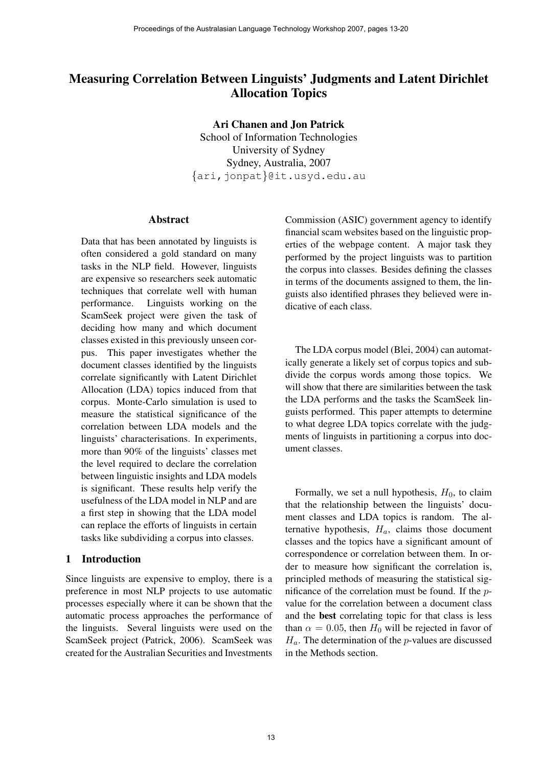# Measuring Correlation Between Linguists' Judgments and Latent Dirichlet Allocation Topics

**Ari Chanen and Jon Patrick**
School of Information Technologies
University of Sydney
Sydney, Australia, 2007
{ari,jonpat}@it.usyd.edu.au

## Abstract

Data that has been annotated by linguists is often considered a gold standard on many tasks in the NLP field. However, linguists are expensive so researchers seek automatic techniques that correlate well with human performance. Linguists working on the ScamSeek project were given the task of deciding how many and which document classes existed in this previously unseen corpus. This paper investigates whether the document classes identified by the linguists correlate significantly with Latent Dirichlet Allocation (LDA) topics induced from that corpus. Monte-Carlo simulation is used to measure the statistical significance of the correlation between LDA models and the linguists' characterisations. In experiments, more than 90% of the linguists' classes met the level required to declare the correlation between linguistic insights and LDA models is significant. These results help verify the usefulness of the LDA model in NLP and are a first step in showing that the LDA model can replace the efforts of linguists in certain tasks like subdividing a corpus into classes.

## 1 Introduction

Since linguists are expensive to employ, there is a preference in most NLP projects to use automatic processes especially where it can be shown that the automatic process approaches the performance of the linguists. Several linguists were used on the ScamSeek project (Patrick, 2006). ScamSeek was created for the Australian Securities and Investments Commission (ASIC) government agency to identify financial scam websites based on the linguistic properties of the webpage content. A major task they performed by the project linguists was to partition the corpus into classes. Besides defining the classes in terms of the documents assigned to them, the linguists also identified phrases they believed were indicative of each class.

The LDA corpus model (Blei, 2004) can automatically generate a likely set of corpus topics and subdivide the corpus words among those topics. We will show that there are similarities between the task the LDA performs and the tasks the ScamSeek linguists performed. This paper attempts to determine to what degree LDA topics correlate with the judgments of linguists in partitioning a corpus into document classes.

Formally, we set a null hypothesis, $H_0$, to claim that the relationship between the linguists' document classes and LDA topics is random. The alternative hypothesis, $H_a$, claims those document classes and the topics have a significant amount of correspondence or correlation between them. In order to measure how significant the correlation is, principled methods of measuring the statistical significance of the correlation must be found. If the $p$-value for the correlation between a document class and the **best** correlating topic for that class is less than $\alpha = 0.05$, then $H_0$ will be rejected in favor of $H_a$. The determination of the $p$-values are discussed in the Methods section.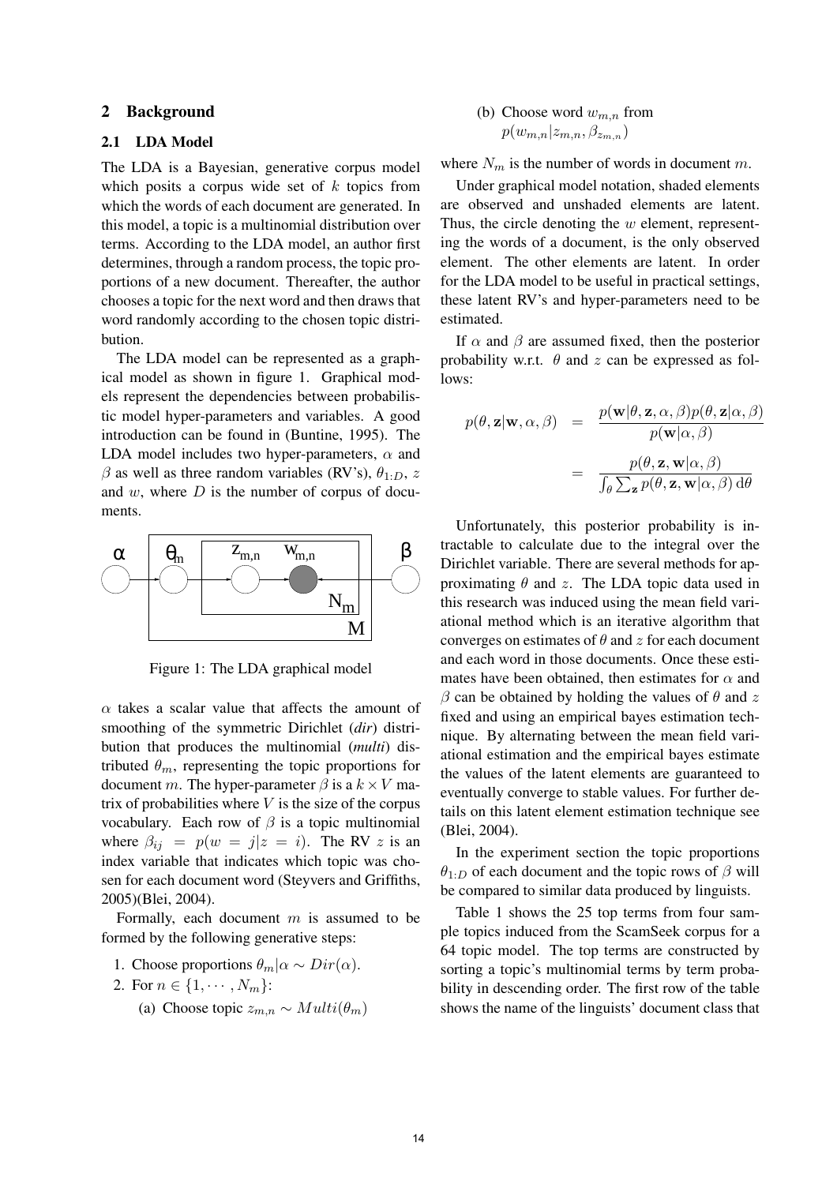## 2 Background

### 2.1 LDA Model

The LDA is a Bayesian, generative corpus model which posits a corpus wide set of $k$ topics from which the words of each document are generated. In this model, a topic is a multinomial distribution over terms. According to the LDA model, an author first determines, through a random process, the topic proportions of a new document. Thereafter, the author chooses a topic for the next word and then draws that word randomly according to the chosen topic distribution.

The LDA model can be represented as a graphical model as shown in figure 1. Graphical models represent the dependencies between probabilistic model hyper-parameters and variables. A good introduction can be found in (Buntine, 1995). The LDA model includes two hyper-parameters, $\alpha$ and $\beta$ as well as three random variables (RV's), $\theta_{1:D}$, $z$ and $w$, where $D$ is the number of corpus of documents.

Figure 1: The LDA graphical model

$\alpha$ takes a scalar value that affects the amount of smoothing of the symmetric Dirichlet (*dir*) distribution that produces the multinomial (*multi*) distributed $\theta_m$, representing the topic proportions for document $m$. The hyper-parameter $\beta$ is a $k \times V$ matrix of probabilities where $V$ is the size of the corpus vocabulary. Each row of $\beta$ is a topic multinomial where $\beta_{ij} = p(w = j|z = i)$. The RV $z$ is an index variable that indicates which topic was chosen for each document word (Steyvers and Griffiths, 2005)(Blei, 2004).

Formally, each document $m$ is assumed to be formed by the following generative steps:

1. Choose proportions $\theta_m|\alpha \sim Dir(\alpha)$.
2. For $n \in \{1, \cdots, N_m\}$:
   (a) Choose topic $z_{m,n} \sim Multi(\theta_m)$
   (b) Choose word $w_{m,n}$ from $p(w_{m,n}|z_{m,n}, \beta_{z_{m,n}})$

where $N_m$ is the number of words in document $m$.

Under graphical model notation, shaded elements are observed and unshaded elements are latent. Thus, the circle denoting the $w$ element, representing the words of a document, is the only observed element. The other elements are latent. In order for the LDA model to be useful in practical settings, these latent RV's and hyper-parameters need to be estimated.

If $\alpha$ and $\beta$ are assumed fixed, then the posterior probability w.r.t. $\theta$ and $z$ can be expressed as follows:

$$
\begin{aligned}
p(\theta, \mathbf{z}|\mathbf{w}, \alpha, \beta) &= \frac{p(\mathbf{w}|\theta, \mathbf{z}, \alpha, \beta)p(\theta, \mathbf{z}|\alpha, \beta)}{p(\mathbf{w}|\alpha, \beta)} \\
&= \frac{p(\theta, \mathbf{z}, \mathbf{w}|\alpha, \beta)}{\int_\theta \sum_\mathbf{z} p(\theta, \mathbf{z}, \mathbf{w}|\alpha, \beta)\, \mathrm{d}\theta}
\end{aligned}
$$

Unfortunately, this posterior probability is intractable to calculate due to the integral over the Dirichlet variable. There are several methods for approximating $\theta$ and $z$. The LDA topic data used in this research was induced using the mean field variational method which is an iterative algorithm that converges on estimates of $\theta$ and $z$ for each document and each word in those documents. Once these estimates have been obtained, then estimates for $\alpha$ and $\beta$ can be obtained by holding the values of $\theta$ and $z$ fixed and using an empirical bayes estimation technique. By alternating between the mean field variational estimation and the empirical bayes estimate the values of the latent elements are guaranteed to eventually converge to stable values. For further details on this latent element estimation technique see (Blei, 2004).

In the experiment section the topic proportions $\theta_{1:D}$ of each document and the topic rows of $\beta$ will be compared to similar data produced by linguists.

Table 1 shows the 25 top terms from four sample topics induced from the ScamSeek corpus for a 64 topic model. The top terms are constructed by sorting a topic's multinomial terms by term probability in descending order. The first row of the table shows the name of the linguists' document class that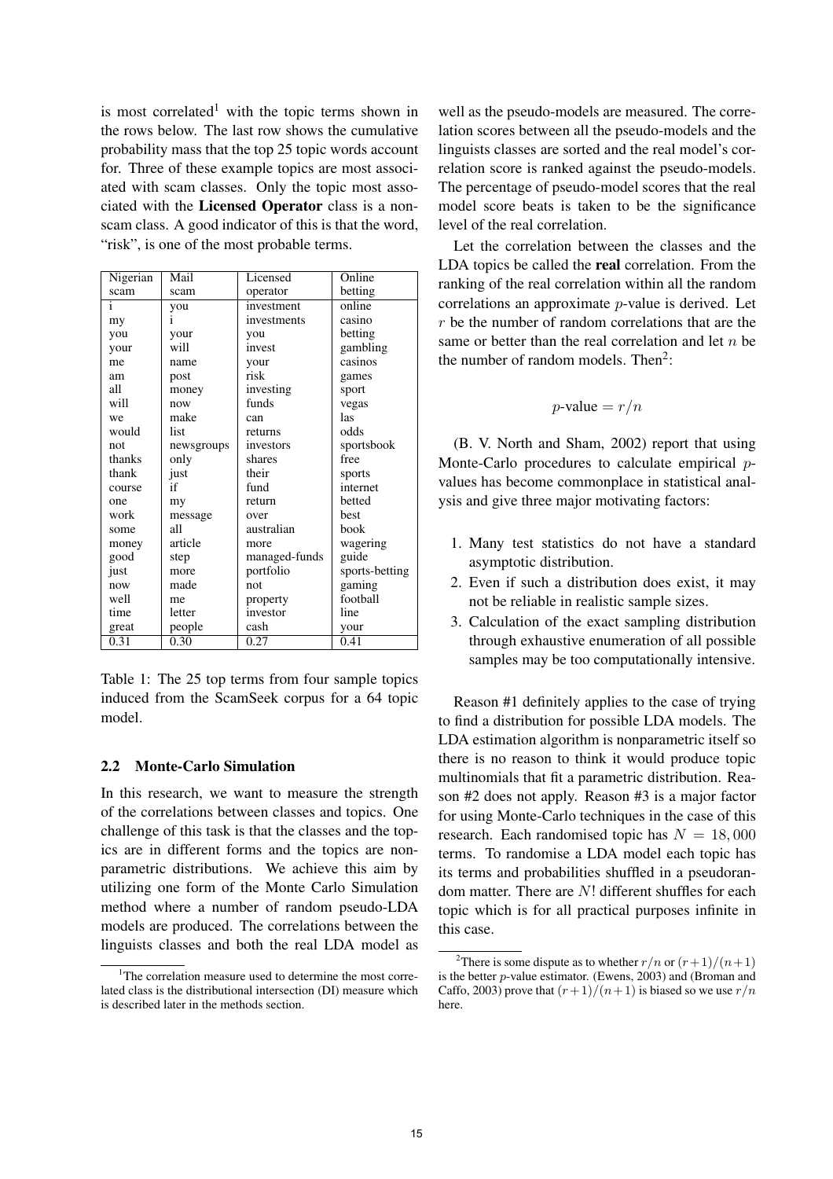is most correlated[1] with the topic terms shown in the rows below. The last row shows the cumulative probability mass that the top 25 topic words account for. Three of these example topics are most associated with scam classes. Only the topic most associated with the **Licensed Operator** class is a non-scam class. A good indicator of this is that the word, "risk", is one of the most probable terms.

| Nigerian scam | Mail scam | Licensed operator | Online betting |
|---|---|---|---|
| i | you | investment | online |
| my | i | investments | casino |
| you | your | you | betting |
| your | will | invest | gambling |
| me | name | your | casinos |
| am | post | risk | games |
| all | money | investing | sport |
| will | now | funds | vegas |
| we | make | can | las |
| would | list | returns | odds |
| not | newsgroups | investors | sportsbook |
| thanks | only | shares | free |
| thank | just | their | sports |
| course | if | fund | internet |
| one | my | return | betted |
| work | message | over | best |
| some | all | australian | book |
| money | article | more | wagering |
| good | step | managed-funds | guide |
| just | more | portfolio | sports-betting |
| now | made | not | gaming |
| well | me | property | football |
| time | letter | investor | line |
| great | people | cash | your |
| 0.31 | 0.30 | 0.27 | 0.41 |

Table 1: The 25 top terms from four sample topics induced from the ScamSeek corpus for a 64 topic model.

### 2.2 Monte-Carlo Simulation

In this research, we want to measure the strength of the correlations between classes and topics. One challenge of this task is that the classes and the topics are in different forms and the topics are non-parametric distributions. We achieve this aim by utilizing one form of the Monte Carlo Simulation method where a number of random pseudo-LDA models are produced. The correlations between the linguists classes and both the real LDA model as well as the pseudo-models are measured. The correlation scores between all the pseudo-models and the linguists classes are sorted and the real model's correlation score is ranked against the pseudo-models. The percentage of pseudo-model scores that the real model score beats is taken to be the significance level of the real correlation.

Let the correlation between the classes and the LDA topics be called the **real** correlation. From the ranking of the real correlation within all the random correlations an approximate $p$-value is derived. Let $r$ be the number of random correlations that are the same or better than the real correlation and let $n$ be the number of random models. Then[2]:

$$p\text{-value} = r/n$$

(B. V. North and Sham, 2002) report that using Monte-Carlo procedures to calculate empirical $p$-values has become commonplace in statistical analysis and give three major motivating factors:

1. Many test statistics do not have a standard asymptotic distribution.
2. Even if such a distribution does exist, it may not be reliable in realistic sample sizes.
3. Calculation of the exact sampling distribution through exhaustive enumeration of all possible samples may be too computationally intensive.

Reason #1 definitely applies to the case of trying to find a distribution for possible LDA models. The LDA estimation algorithm is nonparametric itself so there is no reason to think it would produce topic multinomials that fit a parametric distribution. Reason #2 does not apply. Reason #3 is a major factor for using Monte-Carlo techniques in the case of this research. Each randomised topic has $N = 18,000$ terms. To randomise a LDA model each topic has its terms and probabilities shuffled in a pseudorandom matter. There are $N!$ different shuffles for each topic which is for all practical purposes infinite in this case.

[1] The correlation measure used to determine the most correlated class is the distributional intersection (DI) measure which is described later in the methods section.

[2] There is some dispute as to whether $r/n$ or $(r+1)/(n+1)$ is the better $p$-value estimator. (Ewens, 2003) and (Broman and Caffo, 2003) prove that $(r+1)/(n+1)$ is biased so we use $r/n$ here.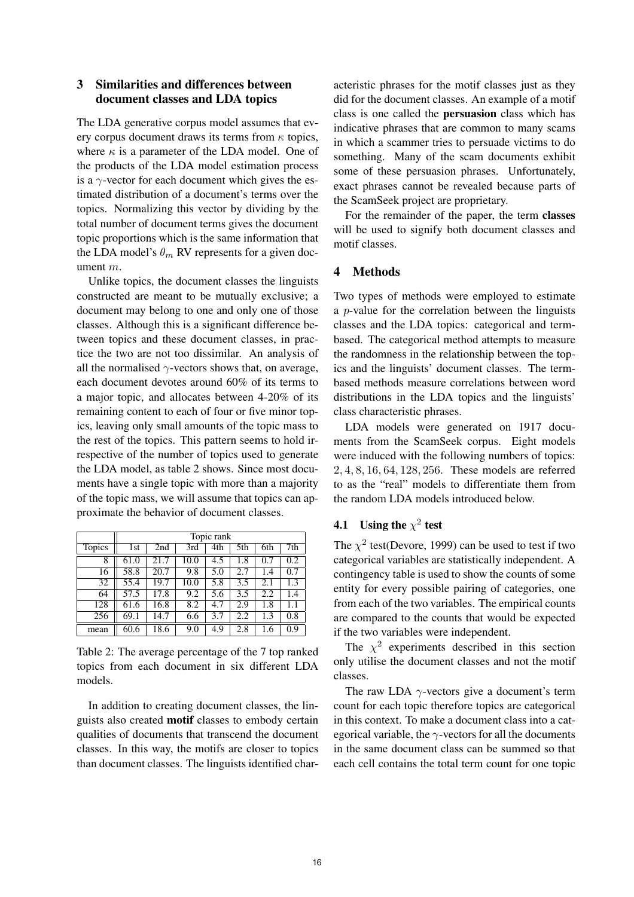## 3 Similarities and differences between document classes and LDA topics

The LDA generative corpus model assumes that every corpus document draws its terms from $\kappa$ topics, where $\kappa$ is a parameter of the LDA model. One of the products of the LDA model estimation process is a $\gamma$-vector for each document which gives the estimated distribution of a document's terms over the topics. Normalizing this vector by dividing by the total number of document terms gives the document topic proportions which is the same information that the LDA model's $\theta_m$ RV represents for a given document $m$.

Unlike topics, the document classes the linguists constructed are meant to be mutually exclusive; a document may belong to one and only one of those classes. Although this is a significant difference between topics and these document classes, in practice the two are not too dissimilar. An analysis of all the normalised $\gamma$-vectors shows that, on average, each document devotes around 60% of its terms to a major topic, and allocates between 4-20% of its remaining content to each of four or five minor topics, leaving only small amounts of the topic mass to the rest of the topics. This pattern seems to hold irrespective of the number of topics used to generate the LDA model, as table 2 shows. Since most documents have a single topic with more than a majority of the topic mass, we will assume that topics can approximate the behavior of document classes.

| | Topic rank | | | | | | |
|---|---|---|---|---|---|---|---|
| Topics | 1st | 2nd | 3rd | 4th | 5th | 6th | 7th |
| 8 | 61.0 | 21.7 | 10.0 | 4.5 | 1.8 | 0.7 | 0.2 |
| 16 | 58.8 | 20.7 | 9.8 | 5.0 | 2.7 | 1.4 | 0.7 |
| 32 | 55.4 | 19.7 | 10.0 | 5.8 | 3.5 | 2.1 | 1.3 |
| 64 | 57.5 | 17.8 | 9.2 | 5.6 | 3.5 | 2.2 | 1.4 |
| 128 | 61.6 | 16.8 | 8.2 | 4.7 | 2.9 | 1.8 | 1.1 |
| 256 | 69.1 | 14.7 | 6.6 | 3.7 | 2.2 | 1.3 | 0.8 |
| mean | 60.6 | 18.6 | 9.0 | 4.9 | 2.8 | 1.6 | 0.9 |

Table 2: The average percentage of the 7 top ranked topics from each document in six different LDA models.

In addition to creating document classes, the linguists also created **motif** classes to embody certain qualities of documents that transcend the document classes. In this way, the motifs are closer to topics than document classes. The linguists identified characteristic phrases for the motif classes just as they did for the document classes. An example of a motif class is one called the **persuasion** class which has indicative phrases that are common to many scams in which a scammer tries to persuade victims to do something. Many of the scam documents exhibit some of these persuasion phrases. Unfortunately, exact phrases cannot be revealed because parts of the ScamSeek project are proprietary.

For the remainder of the paper, the term **classes** will be used to signify both document classes and motif classes.

## 4 Methods

Two types of methods were employed to estimate a $p$-value for the correlation between the linguists classes and the LDA topics: categorical and term-based. The categorical method attempts to measure the randomness in the relationship between the topics and the linguists' document classes. The term-based methods measure correlations between word distributions in the LDA topics and the linguists' class characteristic phrases.

LDA models were generated on 1917 documents from the ScamSeek corpus. Eight models were induced with the following numbers of topics: $2, 4, 8, 16, 64, 128, 256$. These models are referred to as the "real" models to differentiate them from the random LDA models introduced below.

### 4.1 Using the $\chi^2$ test

The $\chi^2$ test(Devore, 1999) can be used to test if two categorical variables are statistically independent. A contingency table is used to show the counts of some entity for every possible pairing of categories, one from each of the two variables. The empirical counts are compared to the counts that would be expected if the two variables were independent.

The $\chi^2$ experiments described in this section only utilise the document classes and not the motif classes.

The raw LDA $\gamma$-vectors give a document's term count for each topic therefore topics are categorical in this context. To make a document class into a categorical variable, the $\gamma$-vectors for all the documents in the same document class can be summed so that each cell contains the total term count for one topic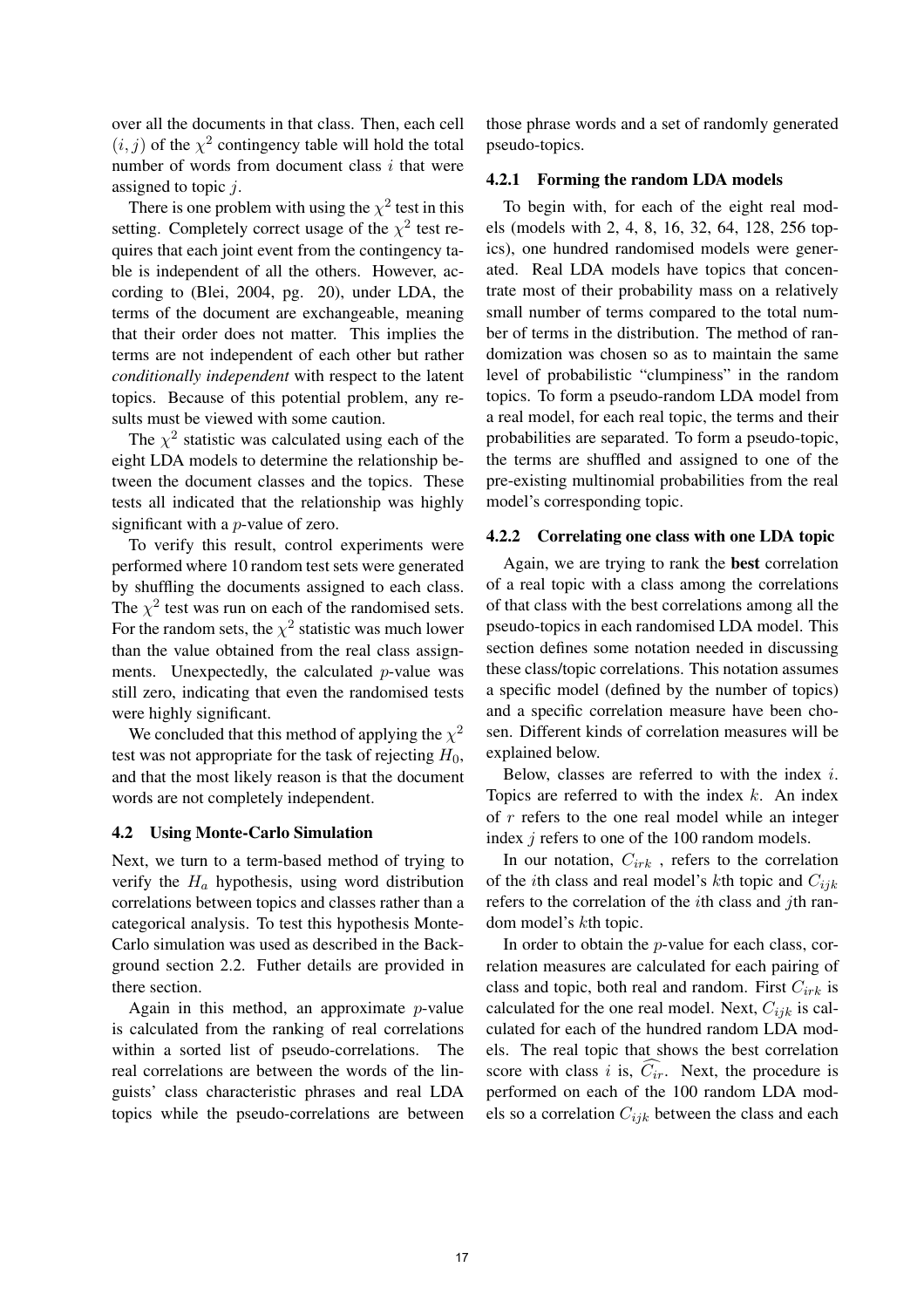over all the documents in that class. Then, each cell $(i, j)$ of the $\chi^2$ contingency table will hold the total number of words from document class $i$ that were assigned to topic $j$.

There is one problem with using the $\chi^2$ test in this setting. Completely correct usage of the $\chi^2$ test requires that each joint event from the contingency table is independent of all the others. However, according to (Blei, 2004, pg. 20), under LDA, the terms of the document are exchangeable, meaning that their order does not matter. This implies the terms are not independent of each other but rather *conditionally independent* with respect to the latent topics. Because of this potential problem, any results must be viewed with some caution.

The $\chi^2$ statistic was calculated using each of the eight LDA models to determine the relationship between the document classes and the topics. These tests all indicated that the relationship was highly significant with a $p$-value of zero.

To verify this result, control experiments were performed where 10 random test sets were generated by shuffling the documents assigned to each class. The $\chi^2$ test was run on each of the randomised sets. For the random sets, the $\chi^2$ statistic was much lower than the value obtained from the real class assignments. Unexpectedly, the calculated $p$-value was still zero, indicating that even the randomised tests were highly significant.

We concluded that this method of applying the $\chi^2$ test was not appropriate for the task of rejecting $H_0$, and that the most likely reason is that the document words are not completely independent.

### 4.2 Using Monte-Carlo Simulation

Next, we turn to a term-based method of trying to verify the $H_a$ hypothesis, using word distribution correlations between topics and classes rather than a categorical analysis. To test this hypothesis Monte-Carlo simulation was used as described in the Background section 2.2. Futher details are provided in there section.

Again in this method, an approximate $p$-value is calculated from the ranking of real correlations within a sorted list of pseudo-correlations. The real correlations are between the words of the linguists' class characteristic phrases and real LDA topics while the pseudo-correlations are between those phrase words and a set of randomly generated pseudo-topics.

#### 4.2.1 Forming the random LDA models

To begin with, for each of the eight real models (models with 2, 4, 8, 16, 32, 64, 128, 256 topics), one hundred randomised models were generated. Real LDA models have topics that concentrate most of their probability mass on a relatively small number of terms compared to the total number of terms in the distribution. The method of randomization was chosen so as to maintain the same level of probabilistic "clumpiness" in the random topics. To form a pseudo-random LDA model from a real model, for each real topic, the terms and their probabilities are separated. To form a pseudo-topic, the terms are shuffled and assigned to one of the pre-existing multinomial probabilities from the real model's corresponding topic.

#### 4.2.2 Correlating one class with one LDA topic

Again, we are trying to rank the **best** correlation of a real topic with a class among the correlations of that class with the best correlations among all the pseudo-topics in each randomised LDA model. This section defines some notation needed in discussing these class/topic correlations. This notation assumes a specific model (defined by the number of topics) and a specific correlation measure have been chosen. Different kinds of correlation measures will be explained below.

Below, classes are referred to with the index $i$. Topics are referred to with the index $k$. An index of $r$ refers to the one real model while an integer index $j$ refers to one of the 100 random models.

In our notation, $C_{irk}$ , refers to the correlation of the $i$th class and real model's $k$th topic and $C_{ijk}$ refers to the correlation of the $i$th class and $j$th random model's $k$th topic.

In order to obtain the $p$-value for each class, correlation measures are calculated for each pairing of class and topic, both real and random. First $C_{irk}$ is calculated for the one real model. Next, $C_{ijk}$ is calculated for each of the hundred random LDA models. The real topic that shows the best correlation score with class $i$ is, $\widehat{C_{ir}}$. Next, the procedure is performed on each of the 100 random LDA models so a correlation $C_{ijk}$ between the class and each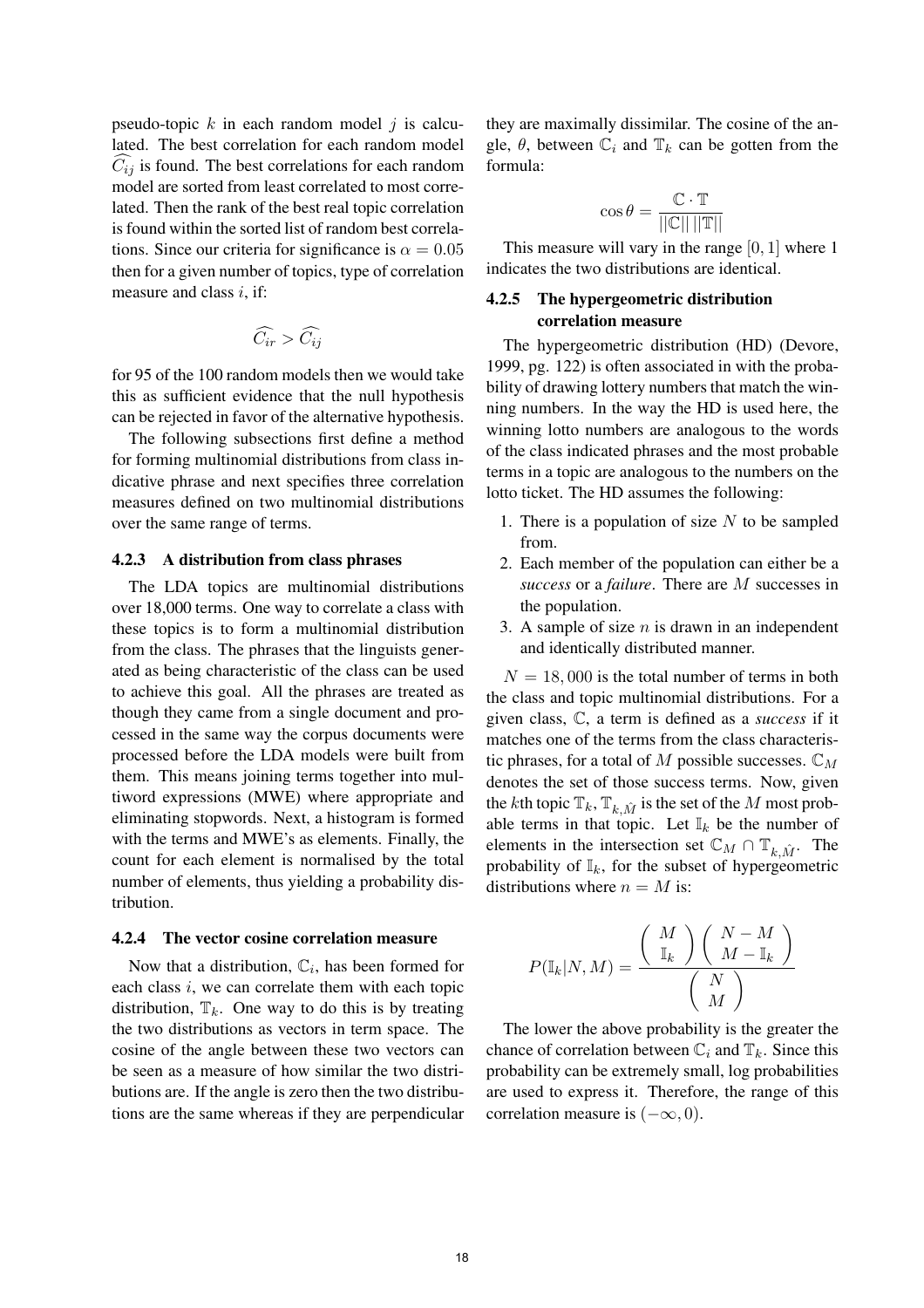pseudo-topic $k$ in each random model $j$ is calculated. The best correlation for each random model $\widehat{C_{ij}}$ is found. The best correlations for each random model are sorted from least correlated to most correlated. Then the rank of the best real topic correlation is found within the sorted list of random best correlations. Since our criteria for significance is $\alpha = 0.05$ then for a given number of topics, type of correlation measure and class $i$, if:

$$\widehat{C_{ir}} > \widehat{C_{ij}}$$

for 95 of the 100 random models then we would take this as sufficient evidence that the null hypothesis can be rejected in favor of the alternative hypothesis.

The following subsections first define a method for forming multinomial distributions from class indicative phrase and next specifies three correlation measures defined on two multinomial distributions over the same range of terms.

#### 4.2.3 A distribution from class phrases

The LDA topics are multinomial distributions over 18,000 terms. One way to correlate a class with these topics is to form a multinomial distribution from the class. The phrases that the linguists generated as being characteristic of the class can be used to achieve this goal. All the phrases are treated as though they came from a single document and processed in the same way the corpus documents were processed before the LDA models were built from them. This means joining terms together into multiword expressions (MWE) where appropriate and eliminating stopwords. Next, a histogram is formed with the terms and MWE's as elements. Finally, the count for each element is normalised by the total number of elements, thus yielding a probability distribution.

#### 4.2.4 The vector cosine correlation measure

Now that a distribution, $\mathbb{C}_i$, has been formed for each class $i$, we can correlate them with each topic distribution, $\mathbb{T}_k$. One way to do this is by treating the two distributions as vectors in term space. The cosine of the angle between these two vectors can be seen as a measure of how similar the two distributions are. If the angle is zero then the two distributions are the same whereas if they are perpendicular they are maximally dissimilar. The cosine of the angle, $\theta$, between $\mathbb{C}_i$ and $\mathbb{T}_k$ can be gotten from the formula:

$$\cos\theta = \frac{\mathbb{C} \cdot \mathbb{T}}{||\mathbb{C}|| \, ||\mathbb{T}||}$$

This measure will vary in the range $[0, 1]$ where 1 indicates the two distributions are identical.

#### 4.2.5 The hypergeometric distribution correlation measure

The hypergeometric distribution (HD) (Devore, 1999, pg. 122) is often associated in with the probability of drawing lottery numbers that match the winning numbers. In the way the HD is used here, the winning lotto numbers are analogous to the words of the class indicated phrases and the most probable terms in a topic are analogous to the numbers on the lotto ticket. The HD assumes the following:

1. There is a population of size $N$ to be sampled from.
2. Each member of the population can either be a *success* or a *failure*. There are $M$ successes in the population.
3. A sample of size $n$ is drawn in an independent and identically distributed manner.

$N = 18,000$ is the total number of terms in both the class and topic multinomial distributions. For a given class, $\mathbb{C}$, a term is defined as a *success* if it matches one of the terms from the class characteristic phrases, for a total of $M$ possible successes. $\mathbb{C}_M$ denotes the set of those success terms. Now, given the $k$th topic $\mathbb{T}_k$, $\mathbb{T}_{k,\hat{M}}$ is the set of the $M$ most probable terms in that topic. Let $\mathbb{I}_k$ be the number of elements in the intersection set $\mathbb{C}_M \cap \mathbb{T}_{k,\hat{M}}$. The probability of $\mathbb{I}_k$, for the subset of hypergeometric distributions where $n = M$ is:

$$P(\mathbb{I}_k|N, M) = \frac{\begin{pmatrix} M \\ \mathbb{I}_k \end{pmatrix} \begin{pmatrix} N - M \\ M - \mathbb{I}_k \end{pmatrix}}{\begin{pmatrix} N \\ M \end{pmatrix}}$$

The lower the above probability is the greater the chance of correlation between $\mathbb{C}_i$ and $\mathbb{T}_k$. Since this probability can be extremely small, log probabilities are used to express it. Therefore, the range of this correlation measure is $(-\infty, 0)$.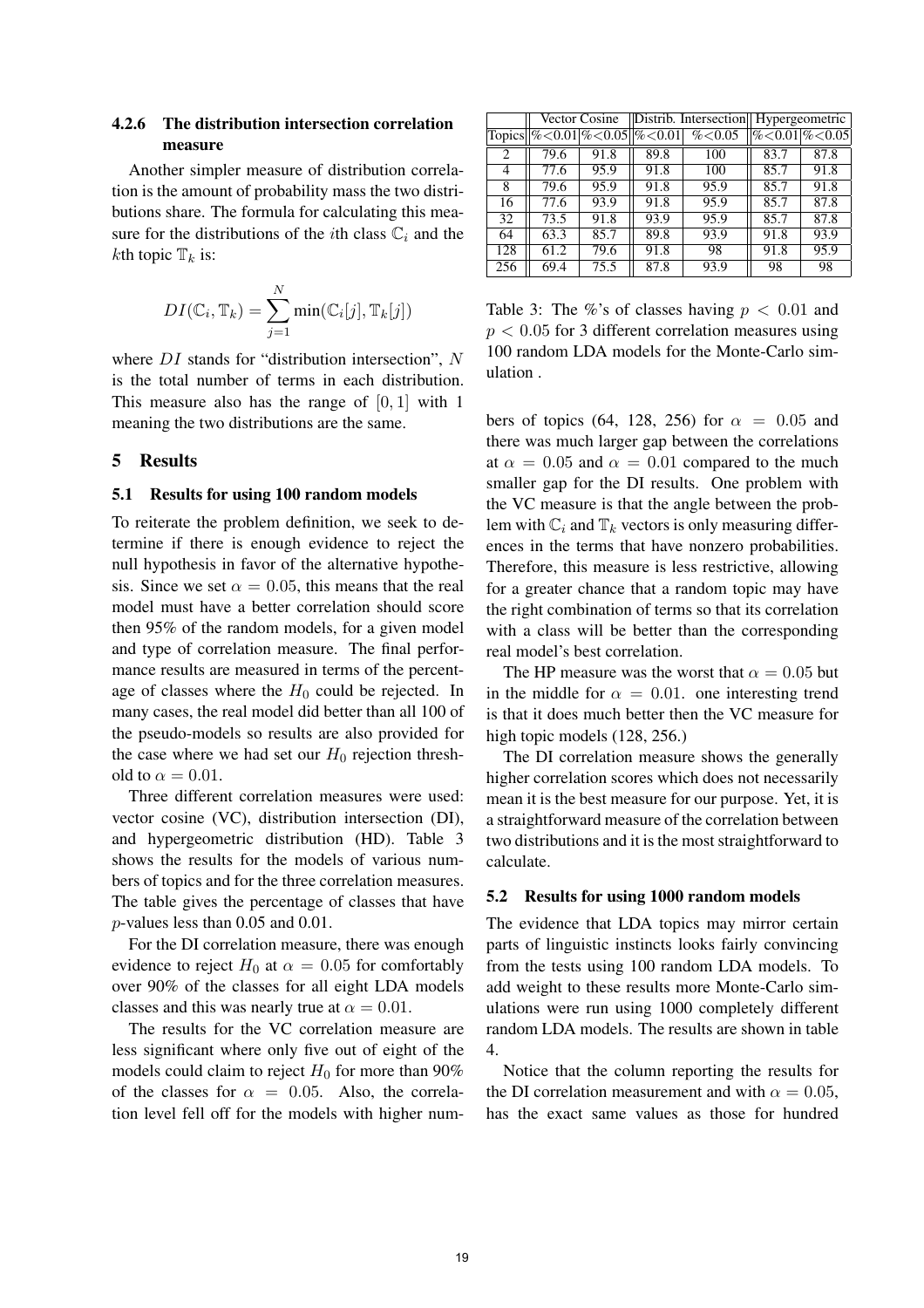#### 4.2.6 The distribution intersection correlation measure

Another simpler measure of distribution correlation is the amount of probability mass the two distributions share. The formula for calculating this measure for the distributions of the $i$th class $\mathbb{C}_i$ and the $k$th topic $\mathbb{T}_k$ is:

$$DI(\mathbb{C}_i, \mathbb{T}_k) = \sum_{j=1}^{N} \min(\mathbb{C}_i[j], \mathbb{T}_k[j])$$

where $DI$ stands for "distribution intersection", $N$ is the total number of terms in each distribution. This measure also has the range of $[0, 1]$ with 1 meaning the two distributions are the same.

## 5 Results

### 5.1 Results for using 100 random models

To reiterate the problem definition, we seek to determine if there is enough evidence to reject the null hypothesis in favor of the alternative hypothesis. Since we set $\alpha = 0.05$, this means that the real model must have a better correlation should score then 95% of the random models, for a given model and type of correlation measure. The final performance results are measured in terms of the percentage of classes where the $H_0$ could be rejected. In many cases, the real model did better than all 100 of the pseudo-models so results are also provided for the case where we had set our $H_0$ rejection threshold to $\alpha = 0.01$.

Three different correlation measures were used: vector cosine (VC), distribution intersection (DI), and hypergeometric distribution (HD). Table 3 shows the results for the models of various numbers of topics and for the three correlation measures. The table gives the percentage of classes that have $p$-values less than 0.05 and 0.01.

For the DI correlation measure, there was enough evidence to reject $H_0$ at $\alpha = 0.05$ for comfortably over 90% of the classes for all eight LDA models classes and this was nearly true at $\alpha = 0.01$.

The results for the VC correlation measure are less significant where only five out of eight of the models could claim to reject $H_0$ for more than 90% of the classes for $\alpha = 0.05$. Also, the correlation level fell off for the models with higher numbers of topics (64, 128, 256) for $\alpha = 0.05$ and there was much larger gap between the correlations at $\alpha = 0.05$ and $\alpha = 0.01$ compared to the much smaller gap for the DI results. One problem with the VC measure is that the angle between the problem with $\mathbb{C}_i$ and $\mathbb{T}_k$ vectors is only measuring differences in the terms that have nonzero probabilities. Therefore, this measure is less restrictive, allowing for a greater chance that a random topic may have the right combination of terms so that its correlation with a class will be better than the corresponding real model's best correlation.

| | Vector Cosine | | Distrib. Intersection | | Hypergeometric | |
|---|---|---|---|---|---|---|
| Topics | %<0.01 | %<0.05 | %<0.01 | %<0.05 | %<0.01 | %<0.05 |
| 2 | 79.6 | 91.8 | 89.8 | 100 | 83.7 | 87.8 |
| 4 | 77.6 | 95.9 | 91.8 | 100 | 85.7 | 91.8 |
| 8 | 79.6 | 95.9 | 91.8 | 95.9 | 85.7 | 91.8 |
| 16 | 77.6 | 93.9 | 91.8 | 95.9 | 85.7 | 87.8 |
| 32 | 73.5 | 91.8 | 93.9 | 95.9 | 85.7 | 87.8 |
| 64 | 63.3 | 85.7 | 89.8 | 93.9 | 91.8 | 93.9 |
| 128 | 61.2 | 79.6 | 91.8 | 98 | 91.8 | 95.9 |
| 256 | 69.4 | 75.5 | 87.8 | 93.9 | 98 | 98 |

Table 3: The %'s of classes having $p < 0.01$ and $p < 0.05$ for 3 different correlation measures using 100 random LDA models for the Monte-Carlo simulation .

The HP measure was the worst that $\alpha = 0.05$ but in the middle for $\alpha = 0.01$. one interesting trend is that it does much better then the VC measure for high topic models (128, 256.)

The DI correlation measure shows the generally higher correlation scores which does not necessarily mean it is the best measure for our purpose. Yet, it is a straightforward measure of the correlation between two distributions and it is the most straightforward to calculate.

### 5.2 Results for using 1000 random models

The evidence that LDA topics may mirror certain parts of linguistic instincts looks fairly convincing from the tests using 100 random LDA models. To add weight to these results more Monte-Carlo simulations were run using 1000 completely different random LDA models. The results are shown in table 4.

Notice that the column reporting the results for the DI correlation measurement and with $\alpha = 0.05$, has the exact same values as those for hundred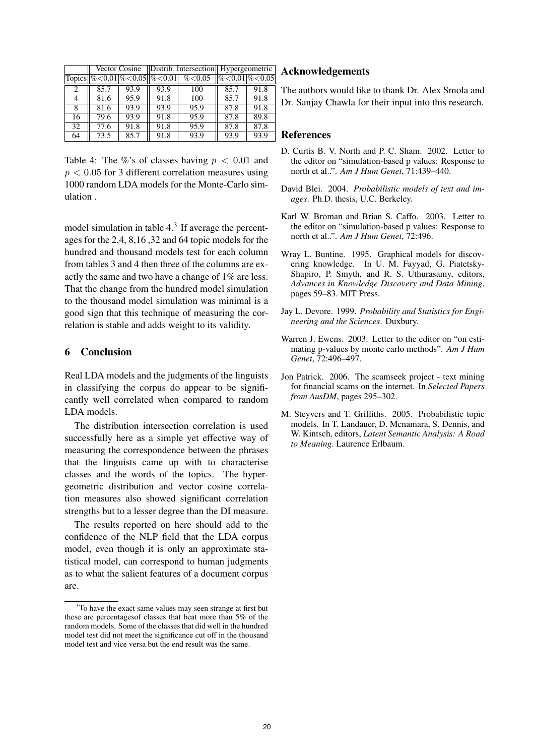| | Vector Cosine | | Distrib. Intersection | | Hypergeometric | |
|---|---|---|---|---|---|---|
| Topics | %<0.01 | %<0.05 | %<0.01 | %<0.05 | %<0.01 | %<0.05 |
| 2 | 85.7 | 93.9 | 93.9 | 100 | 85.7 | 91.8 |
| 4 | 81.6 | 95.9 | 91.8 | 100 | 85.7 | 91.8 |
| 8 | 81.6 | 93.9 | 93.9 | 95.9 | 87.8 | 91.8 |
| 16 | 79.6 | 93.9 | 91.8 | 95.9 | 87.8 | 89.8 |
| 32 | 77.6 | 91.8 | 91.8 | 95.9 | 87.8 | 87.8 |
| 64 | 73.5 | 85.7 | 91.8 | 93.9 | 93.9 | 93.9 |

Table 4: The %'s of classes having $p < 0.01$ and $p < 0.05$ for 3 different correlation measures using 1000 random LDA models for the Monte-Carlo simulation .

model simulation in table 4.[3] If average the percentages for the 2,4, 8,16 ,32 and 64 topic models for the hundred and thousand models test for each column from tables 3 and 4 then three of the columns are exactly the same and two have a change of 1% are less. That the change from the hundred model simulation to the thousand model simulation was minimal is a good sign that this technique of measuring the correlation is stable and adds weight to its validity.

## 6 Conclusion

Real LDA models and the judgments of the linguists in classifying the corpus do appear to be significantly well correlated when compared to random LDA models.

The distribution intersection correlation is used successfully here as a simple yet effective way of measuring the correspondence between the phrases that the linguists came up with to characterise classes and the words of the topics. The hypergeometric distribution and vector cosine correlation measures also showed significant correlation strengths but to a lesser degree than the DI measure.

The results reported on here should add to the confidence of the NLP field that the LDA corpus model, even though it is only an approximate statistical model, can correspond to human judgments as to what the salient features of a document corpus are.

[3]To have the exact same values may seen strange at first but these are percentagesof classes that beat more than 5% of the random models. Some of the classes that did well in the hundred model test did not meet the significance cut off in the thousand model test and vice versa but the end result was the same.

## Acknowledgements

The authors would like to thank Dr. Alex Smola and Dr. Sanjay Chawla for their input into this research.

## References

D. Curtis B. V. North and P. C. Sham. 2002. Letter to the editor on "simulation-based p values: Response to north et al..". *Am J Hum Genet*, 71:439–440.

David Blei. 2004. *Probabilistic models of text and images*. Ph.D. thesis, U.C. Berkeley.

Karl W. Broman and Brian S. Caffo. 2003. Letter to the editor on "simulation-based p values: Response to north et al..". *Am J Hum Genet*, 72:496.

Wray L. Buntine. 1995. Graphical models for discovering knowledge. In U. M. Fayyad, G. Piatetsky-Shapiro, P. Smyth, and R. S. Uthurasamy, editors, *Advances in Knowledge Discovery and Data Mining*, pages 59–83. MIT Press.

Jay L. Devore. 1999. *Probability and Statistics for Engineering and the Sciences*. Duxbury.

Warren J. Ewens. 2003. Letter to the editor on "on estimating p-values by monte carlo methods". *Am J Hum Genet*, 72:496–497.

Jon Patrick. 2006. The scamseek project - text mining for financial scams on the internet. In *Selected Papers from AusDM*, pages 295–302.

M. Steyvers and T. Griffiths. 2005. Probabilistic topic models. In T. Landauer, D. Mcnamara, S. Dennis, and W. Kintsch, editors, *Latent Semantic Analysis: A Road to Meaning*. Laurence Erlbaum.